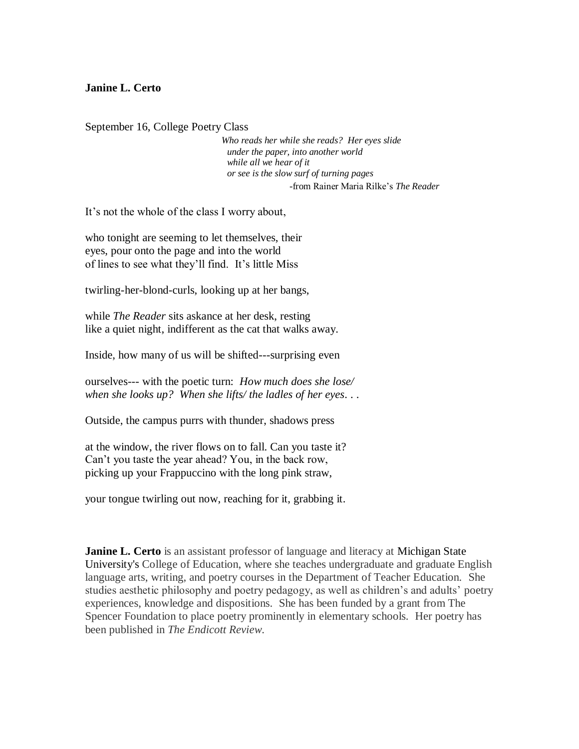**Janine L. Certo**

September 16, College Poetry Class

> *Who reads her while she reads? Her eyes slide*
> *under the paper, into another world*
> *while all we hear of it*
> *or see is the slow surf of turning pages*
>
> -from Rainer Maria Rilke's *The Reader*

It's not the whole of the class I worry about,

who tonight are seeming to let themselves, their
eyes, pour onto the page and into the world
of lines to see what they'll find. It's little Miss

twirling-her-blond-curls, looking up at her bangs,

while *The Reader* sits askance at her desk, resting
like a quiet night, indifferent as the cat that walks away.

Inside, how many of us will be shifted---surprising even

ourselves--- with the poetic turn: *How much does she lose/*
*when she looks up? When she lifts/ the ladles of her eyes*. . .

Outside, the campus purrs with thunder, shadows press

at the window, the river flows on to fall. Can you taste it?
Can't you taste the year ahead? You, in the back row,
picking up your Frappuccino with the long pink straw,

your tongue twirling out now, reaching for it, grabbing it.

**Janine L. Certo** is an assistant professor of language and literacy at Michigan State University's College of Education, where she teaches undergraduate and graduate English language arts, writing, and poetry courses in the Department of Teacher Education. She studies aesthetic philosophy and poetry pedagogy, as well as children's and adults' poetry experiences, knowledge and dispositions. She has been funded by a grant from The Spencer Foundation to place poetry prominently in elementary schools. Her poetry has been published in *The Endicott Review.*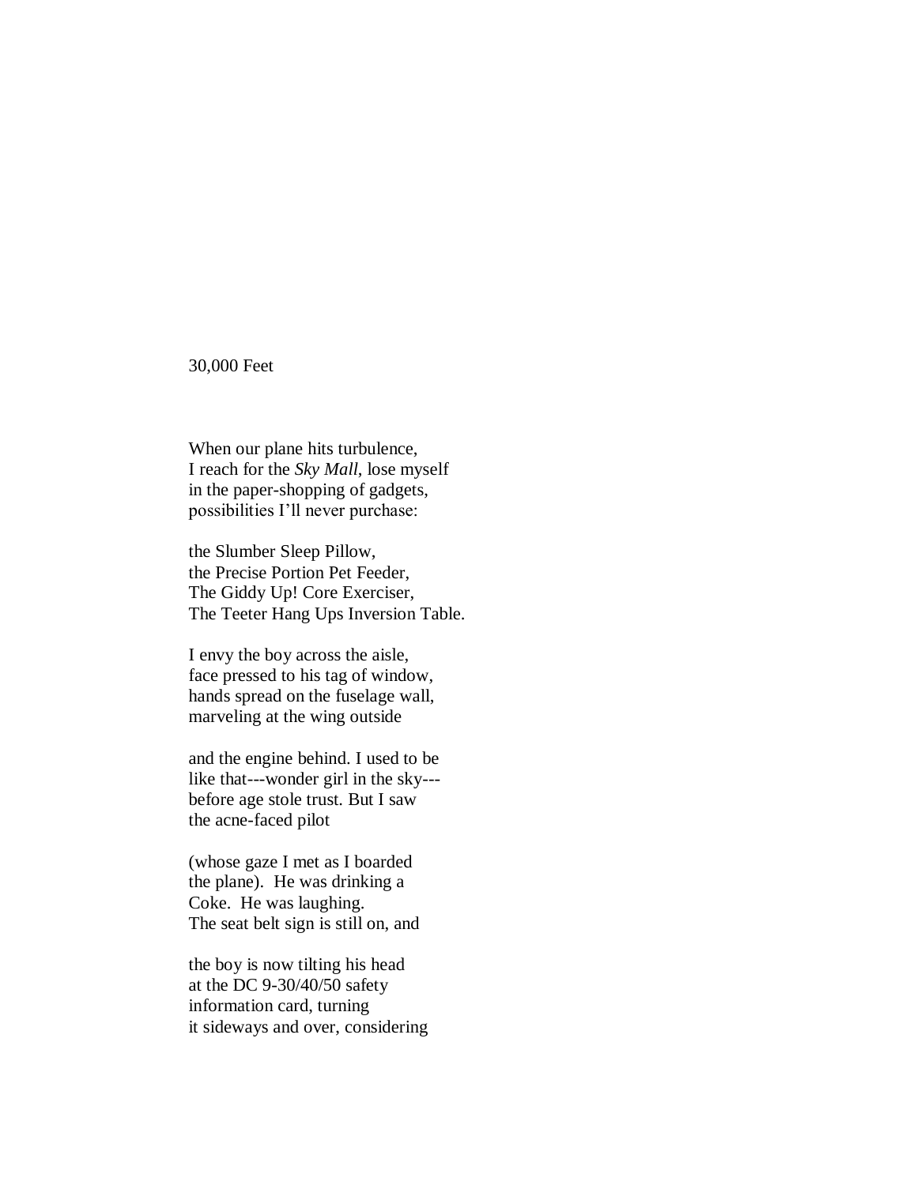30,000 Feet

When our plane hits turbulence,  
I reach for the *Sky Mall*, lose myself  
in the paper-shopping of gadgets,  
possibilities I'll never purchase:

the Slumber Sleep Pillow,  
the Precise Portion Pet Feeder,  
The Giddy Up! Core Exerciser,  
The Teeter Hang Ups Inversion Table.

I envy the boy across the aisle,  
face pressed to his tag of window,  
hands spread on the fuselage wall,  
marveling at the wing outside

and the engine behind. I used to be  
like that---wonder girl in the sky---  
before age stole trust. But I saw  
the acne-faced pilot

(whose gaze I met as I boarded  
the plane). He was drinking a  
Coke. He was laughing.  
The seat belt sign is still on, and

the boy is now tilting his head  
at the DC 9-30/40/50 safety  
information card, turning  
it sideways and over, considering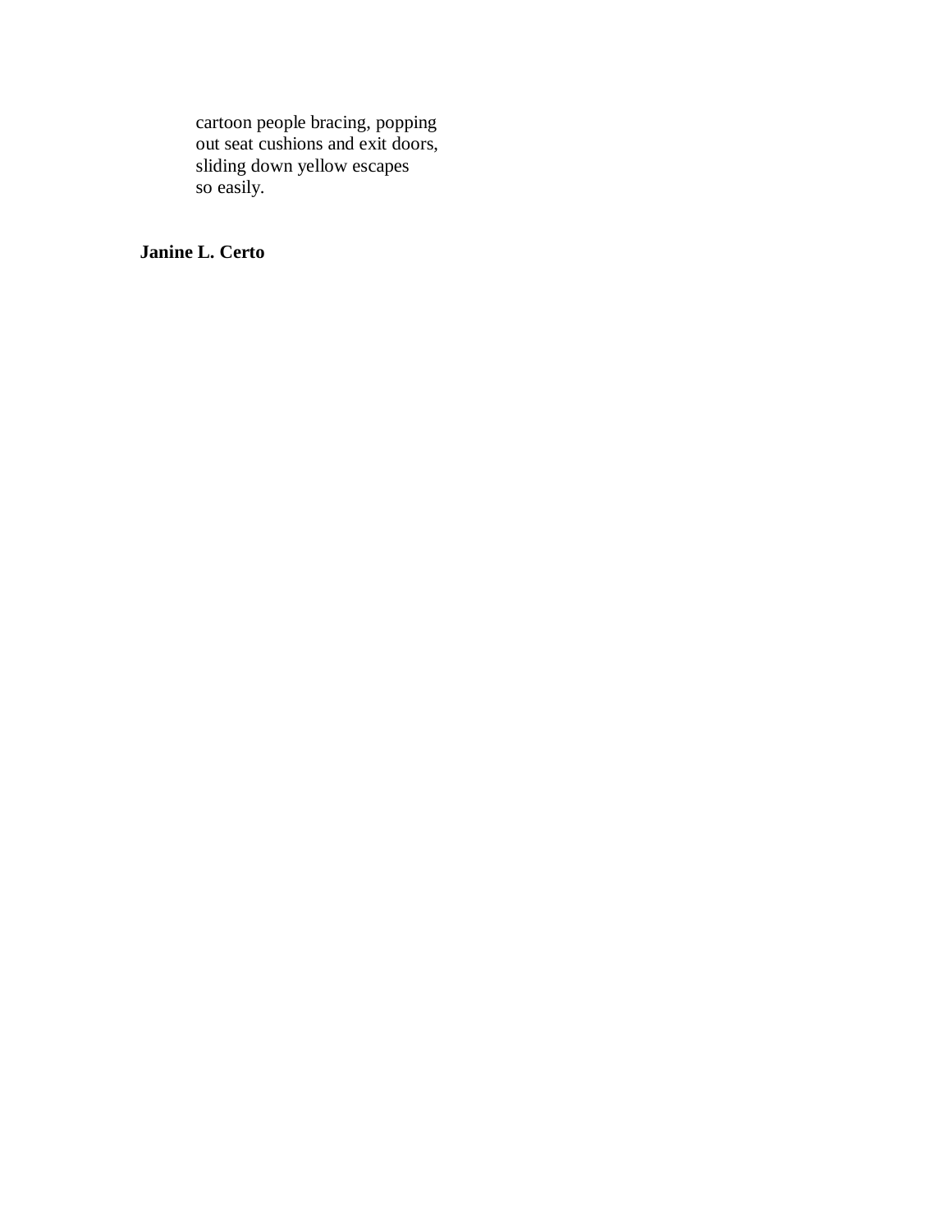cartoon people bracing, popping  
out seat cushions and exit doors,  
sliding down yellow escapes  
so easily.

**Janine L. Certo**